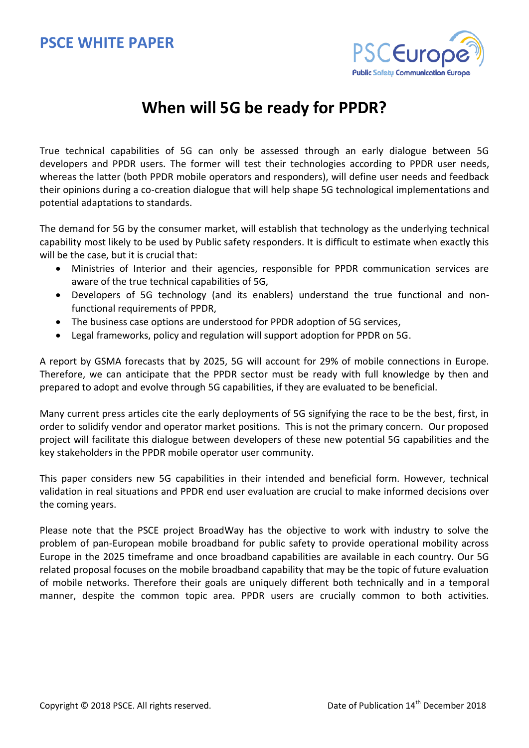PSCE WHITE PAPER

# When will 5G be ready for PPDR?

True technical capabilities of 5G can only be assessed through an early dialogue between 5G developers and PPDR users. The former will test their technologies according to PPDR user needs, whereas the latter (both PPDR mobile operators and responders), will define user needs and feedback their opinions during a co-creation dialogue that will help shape 5G technological implementations and potential adaptations to standards.

The demand for 5G by the consumer market, will establish that technology as the underlying technical capability most likely to be used by Public safety responders. It is difficult to estimate when exactly this will be the case, but it is crucial that:

- Ministries of Interior and their agencies, responsible for PPDR communication services are aware of the true technical capabilities of 5G,
- Developers of 5G technology (and its enablers) understand the true functional and non-functional requirements of PPDR,
- The business case options are understood for PPDR adoption of 5G services,
- Legal frameworks, policy and regulation will support adoption for PPDR on 5G.

A report by GSMA forecasts that by 2025, 5G will account for 29% of mobile connections in Europe. Therefore, we can anticipate that the PPDR sector must be ready with full knowledge by then and prepared to adopt and evolve through 5G capabilities, if they are evaluated to be beneficial.

Many current press articles cite the early deployments of 5G signifying the race to be the best, first, in order to solidify vendor and operator market positions. This is not the primary concern. Our proposed project will facilitate this dialogue between developers of these new potential 5G capabilities and the key stakeholders in the PPDR mobile operator user community.

This paper considers new 5G capabilities in their intended and beneficial form. However, technical validation in real situations and PPDR end user evaluation are crucial to make informed decisions over the coming years.

Please note that the PSCE project BroadWay has the objective to work with industry to solve the problem of pan-European mobile broadband for public safety to provide operational mobility across Europe in the 2025 timeframe and once broadband capabilities are available in each country. Our 5G related proposal focuses on the mobile broadband capability that may be the topic of future evaluation of mobile networks. Therefore their goals are uniquely different both technically and in a temporal manner, despite the common topic area. PPDR users are crucially common to both activities.

Copyright © 2018 PSCE. All rights reserved.

Date of Publication 14th December 2018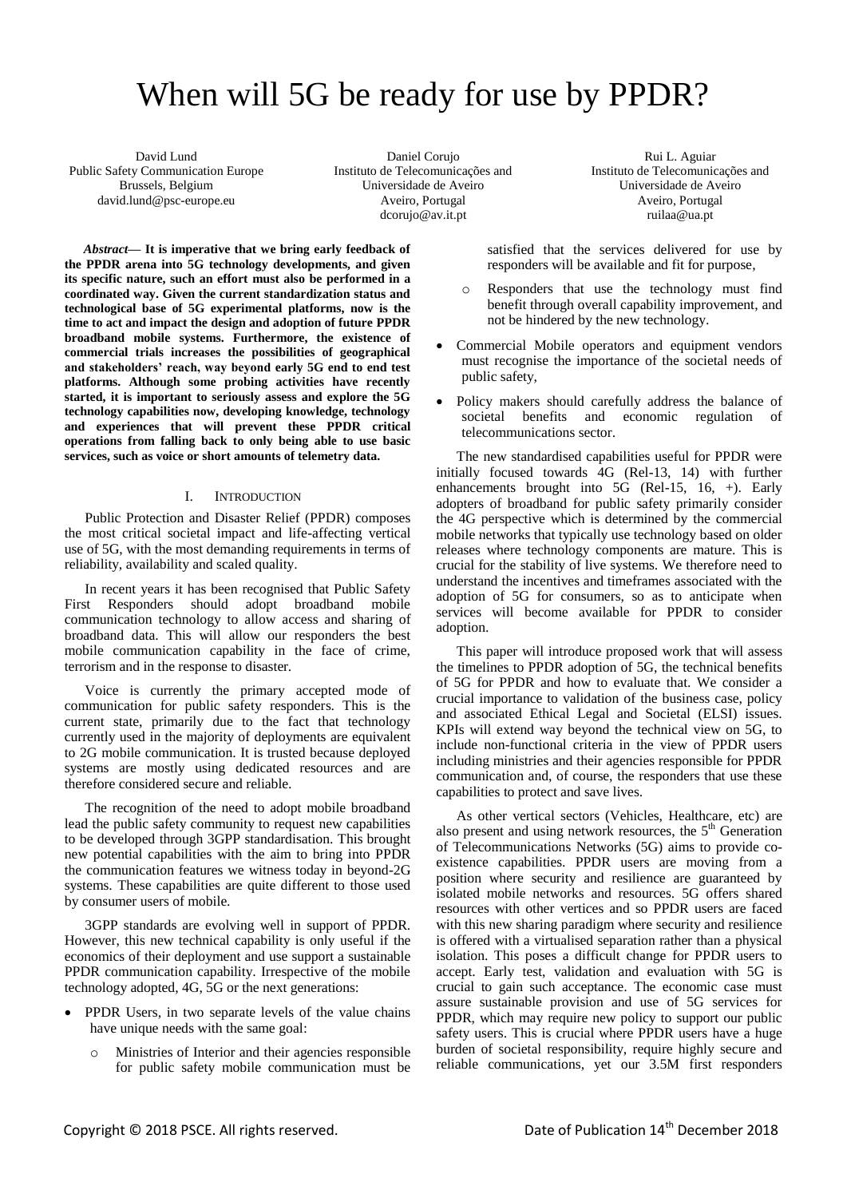# When will 5G be ready for use by PPDR?

David Lund
Public Safety Communication Europe
Brussels, Belgium
david.lund@psc-europe.eu

Daniel Corujo
Instituto de Telecomunicações and Universidade de Aveiro
Aveiro, Portugal
dcorujo@av.it.pt

Rui L. Aguiar
Instituto de Telecomunicações and Universidade de Aveiro
Aveiro, Portugal
ruilaa@ua.pt

***Abstract*— It is imperative that we bring early feedback of the PPDR arena into 5G technology developments, and given its specific nature, such an effort must also be performed in a coordinated way. Given the current standardization status and technological base of 5G experimental platforms, now is the time to act and impact the design and adoption of future PPDR broadband mobile systems. Furthermore, the existence of commercial trials increases the possibilities of geographical and stakeholders' reach, way beyond early 5G end to end test platforms. Although some probing activities have recently started, it is important to seriously assess and explore the 5G technology capabilities now, developing knowledge, technology and experiences that will prevent these PPDR critical operations from falling back to only being able to use basic services, such as voice or short amounts of telemetry data.**

## I. Introduction

Public Protection and Disaster Relief (PPDR) composes the most critical societal impact and life-affecting vertical use of 5G, with the most demanding requirements in terms of reliability, availability and scaled quality.

In recent years it has been recognised that Public Safety First Responders should adopt broadband mobile communication technology to allow access and sharing of broadband data. This will allow our responders the best mobile communication capability in the face of crime, terrorism and in the response to disaster.

Voice is currently the primary accepted mode of communication for public safety responders. This is the current state, primarily due to the fact that technology currently used in the majority of deployments are equivalent to 2G mobile communication. It is trusted because deployed systems are mostly using dedicated resources and are therefore considered secure and reliable.

The recognition of the need to adopt mobile broadband lead the public safety community to request new capabilities to be developed through 3GPP standardisation. This brought new potential capabilities with the aim to bring into PPDR the communication features we witness today in beyond-2G systems. These capabilities are quite different to those used by consumer users of mobile.

3GPP standards are evolving well in support of PPDR. However, this new technical capability is only useful if the economics of their deployment and use support a sustainable PPDR communication capability. Irrespective of the mobile technology adopted, 4G, 5G or the next generations:

- PPDR Users, in two separate levels of the value chains have unique needs with the same goal:
  - Ministries of Interior and their agencies responsible for public safety mobile communication must be satisfied that the services delivered for use by responders will be available and fit for purpose,
  - Responders that use the technology must find benefit through overall capability improvement, and not be hindered by the new technology.
- Commercial Mobile operators and equipment vendors must recognise the importance of the societal needs of public safety,
- Policy makers should carefully address the balance of societal benefits and economic regulation of telecommunications sector.

The new standardised capabilities useful for PPDR were initially focused towards 4G (Rel-13, 14) with further enhancements brought into 5G (Rel-15, 16, +). Early adopters of broadband for public safety primarily consider the 4G perspective which is determined by the commercial mobile networks that typically use technology based on older releases where technology components are mature. This is crucial for the stability of live systems. We therefore need to understand the incentives and timeframes associated with the adoption of 5G for consumers, so as to anticipate when services will become available for PPDR to consider adoption.

This paper will introduce proposed work that will assess the timelines to PPDR adoption of 5G, the technical benefits of 5G for PPDR and how to evaluate that. We consider a crucial importance to validation of the business case, policy and associated Ethical Legal and Societal (ELSI) issues. KPIs will extend way beyond the technical view on 5G, to include non-functional criteria in the view of PPDR users including ministries and their agencies responsible for PPDR communication and, of course, the responders that use these capabilities to protect and save lives.

As other vertical sectors (Vehicles, Healthcare, etc) are also present and using network resources, the 5th Generation of Telecommunications Networks (5G) aims to provide co-existence capabilities. PPDR users are moving from a position where security and resilience are guaranteed by isolated mobile networks and resources. 5G offers shared resources with other vertices and so PPDR users are faced with this new sharing paradigm where security and resilience is offered with a virtualised separation rather than a physical isolation. This poses a difficult change for PPDR users to accept. Early test, validation and evaluation with 5G is crucial to gain such acceptance. The economic case must assure sustainable provision and use of 5G services for PPDR, which may require new policy to support our public safety users. This is crucial where PPDR users have a huge burden of societal responsibility, require highly secure and reliable communications, yet our 3.5M first responders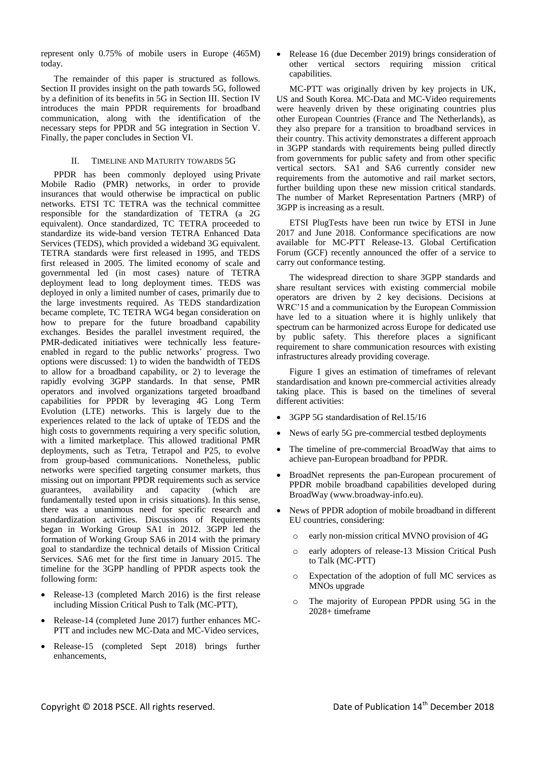represent only 0.75% of mobile users in Europe (465M) today.

The remainder of this paper is structured as follows. Section II provides insight on the path towards 5G, followed by a definition of its benefits in 5G in Section III. Section IV introduces the main PPDR requirements for broadband communication, along with the identification of the necessary steps for PPDR and 5G integration in Section V. Finally, the paper concludes in Section VI.

## II. Timeline and Maturity towards 5G

PPDR has been commonly deployed using Private Mobile Radio (PMR) networks, in order to provide insurances that would otherwise be impractical on public networks. ETSI TC TETRA was the technical committee responsible for the standardization of TETRA (a 2G equivalent). Once standardized, TC TETRA proceeded to standardize its wide-band version TETRA Enhanced Data Services (TEDS), which provided a wideband 3G equivalent. TETRA standards were first released in 1995, and TEDS first released in 2005. The limited economy of scale and governmental led (in most cases) nature of TETRA deployment lead to long deployment times. TEDS was deployed in only a limited number of cases, primarily due to the large investments required. As TEDS standardization became complete, TC TETRA WG4 began consideration on how to prepare for the future broadband capability exchanges. Besides the parallel investment required, the PMR-dedicated initiatives were technically less feature-enabled in regard to the public networks' progress. Two options were discussed: 1) to widen the bandwidth of TEDS to allow for a broadband capability, or 2) to leverage the rapidly evolving 3GPP standards. In that sense, PMR operators and involved organizations targeted broadband capabilities for PPDR by leveraging 4G Long Term Evolution (LTE) networks. This is largely due to the experiences related to the lack of uptake of TEDS and the high costs to governments requiring a very specific solution, with a limited marketplace. This allowed traditional PMR deployments, such as Tetra, Tetrapol and P25, to evolve from group-based communications. Nonetheless, public networks were specified targeting consumer markets, thus missing out on important PPDR requirements such as service guarantees, availability and capacity (which are fundamentally tested upon in crisis situations). In this sense, there was a unanimous need for specific research and standardization activities. Discussions of Requirements began in Working Group SA1 in 2012. 3GPP led the formation of Working Group SA6 in 2014 with the primary goal to standardize the technical details of Mission Critical Services. SA6 met for the first time in January 2015. The timeline for the 3GPP handling of PPDR aspects took the following form:

- Release-13 (completed March 2016) is the first release including Mission Critical Push to Talk (MC-PTT),
- Release-14 (completed June 2017) further enhances MC-PTT and includes new MC-Data and MC-Video services,
- Release-15 (completed Sept 2018) brings further enhancements,
- Release 16 (due December 2019) brings consideration of other vertical sectors requiring mission critical capabilities.

MC-PTT was originally driven by key projects in UK, US and South Korea. MC-Data and MC-Video requirements were heavenly driven by these originating countries plus other European Countries (France and The Netherlands), as they also prepare for a transition to broadband services in their country. This activity demonstrates a different approach in 3GPP standards with requirements being pulled directly from governments for public safety and from other specific vertical sectors. SA1 and SA6 currently consider new requirements from the automotive and rail market sectors, further building upon these new mission critical standards. The number of Market Representation Partners (MRP) of 3GPP is increasing as a result.

ETSI PlugTests have been run twice by ETSI in June 2017 and June 2018. Conformance specifications are now available for MC-PTT Release-13. Global Certification Forum (GCF) recently announced the offer of a service to carry out conformance testing.

The widespread direction to share 3GPP standards and share resultant services with existing commercial mobile operators are driven by 2 key decisions. Decisions at WRC'15 and a communication by the European Commission have led to a situation where it is highly unlikely that spectrum can be harmonized across Europe for dedicated use by public safety. This therefore places a significant requirement to share communication resources with existing infrastructures already providing coverage.

Figure 1 gives an estimation of timeframes of relevant standardisation and known pre-commercial activities already taking place. This is based on the timelines of several different activities:

- 3GPP 5G standardisation of Rel.15/16
- News of early 5G pre-commercial testbed deployments
- The timeline of pre-commercial BroadWay that aims to achieve pan-European broadband for PPDR.
- BroadNet represents the pan-European procurement of PPDR mobile broadband capabilities developed during BroadWay (www.broadway-info.eu).
- News of PPDR adoption of mobile broadband in different EU countries, considering:
    - early non-mission critical MVNO provision of 4G
    - early adopters of release-13 Mission Critical Push to Talk (MC-PTT)
    - Expectation of the adoption of full MC services as MNOs upgrade
    - The majority of European PPDR using 5G in the 2028+ timeframe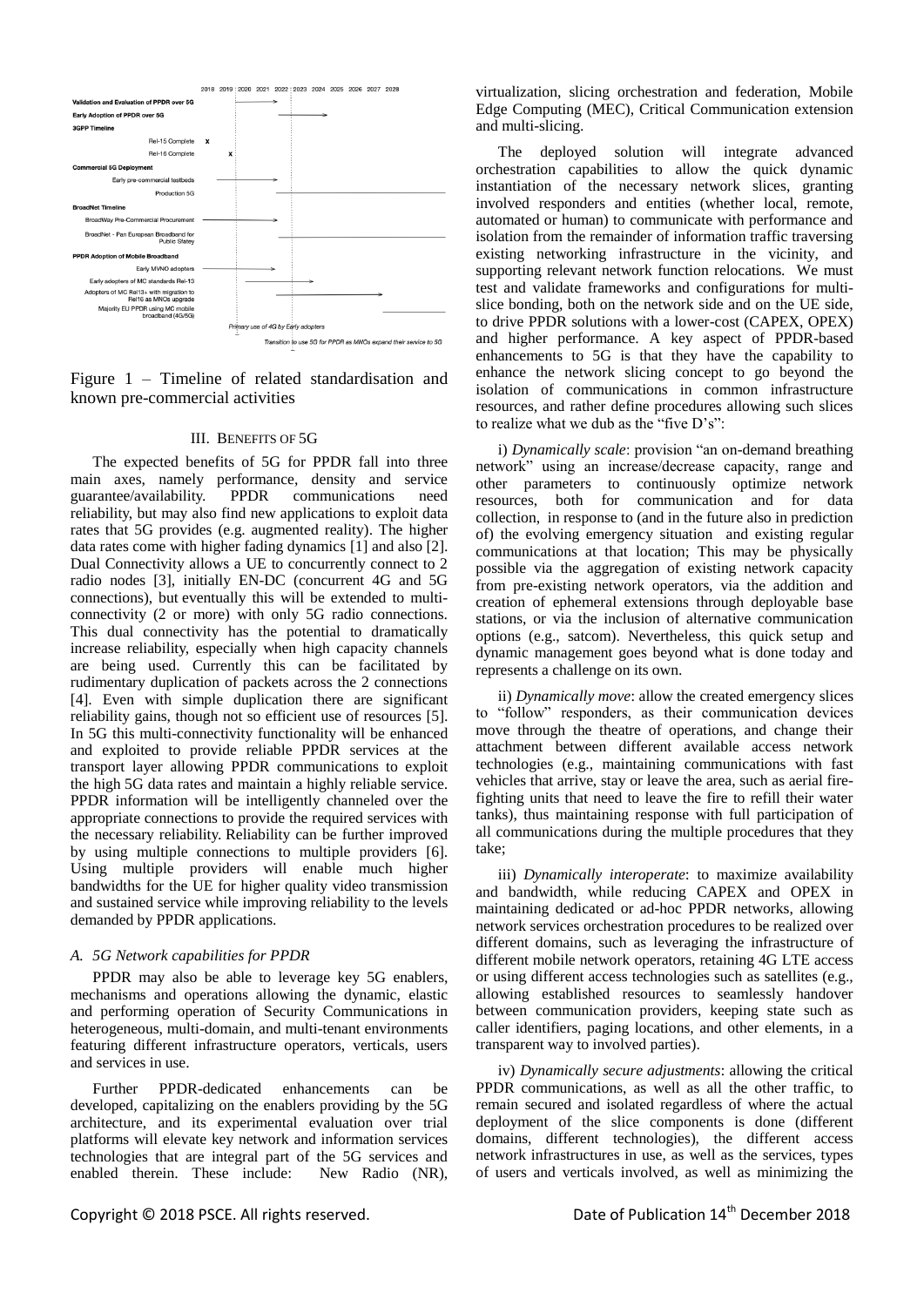Figure 1 – Timeline of related standardisation and known pre-commercial activities

## III. BENEFITS OF 5G

The expected benefits of 5G for PPDR fall into three main axes, namely performance, density and service guarantee/availability. PPDR communications need reliability, but may also find new applications to exploit data rates that 5G provides (e.g. augmented reality). The higher data rates come with higher fading dynamics [1] and also [2]. Dual Connectivity allows a UE to concurrently connect to 2 radio nodes [3], initially EN-DC (concurrent 4G and 5G connections), but eventually this will be extended to multi-connectivity (2 or more) with only 5G radio connections. This dual connectivity has the potential to dramatically increase reliability, especially when high capacity channels are being used. Currently this can be facilitated by rudimentary duplication of packets across the 2 connections [4]. Even with simple duplication there are significant reliability gains, though not so efficient use of resources [5]. In 5G this multi-connectivity functionality will be enhanced and exploited to provide reliable PPDR services at the transport layer allowing PPDR communications to exploit the high 5G data rates and maintain a highly reliable service. PPDR information will be intelligently channeled over the appropriate connections to provide the required services with the necessary reliability. Reliability can be further improved by using multiple connections to multiple providers [6]. Using multiple providers will enable much higher bandwidths for the UE for higher quality video transmission and sustained service while improving reliability to the levels demanded by PPDR applications.

### A. 5G Network capabilities for PPDR

PPDR may also be able to leverage key 5G enablers, mechanisms and operations allowing the dynamic, elastic and performing operation of Security Communications in heterogeneous, multi-domain, and multi-tenant environments featuring different infrastructure operators, verticals, users and services in use.

Further PPDR-dedicated enhancements can be developed, capitalizing on the enablers providing by the 5G architecture, and its experimental evaluation over trial platforms will elevate key network and information services technologies that are integral part of the 5G services and enabled therein. These include: New Radio (NR), virtualization, slicing orchestration and federation, Mobile Edge Computing (MEC), Critical Communication extension and multi-slicing.

The deployed solution will integrate advanced orchestration capabilities to allow the quick dynamic instantiation of the necessary network slices, granting involved responders and entities (whether local, remote, automated or human) to communicate with performance and isolation from the remainder of information traffic traversing existing networking infrastructure in the vicinity, and supporting relevant network function relocations. We must test and validate frameworks and configurations for multi-slice bonding, both on the network side and on the UE side, to drive PPDR solutions with a lower-cost (CAPEX, OPEX) and higher performance. A key aspect of PPDR-based enhancements to 5G is that they have the capability to enhance the network slicing concept to go beyond the isolation of communications in common infrastructure resources, and rather define procedures allowing such slices to realize what we dub as the "five D's":

i) *Dynamically scale*: provision "an on-demand breathing network" using an increase/decrease capacity, range and other parameters to continuously optimize network resources, both for communication and for data collection, in response to (and in the future also in prediction of) the evolving emergency situation and existing regular communications at that location; This may be physically possible via the aggregation of existing network capacity from pre-existing network operators, via the addition and creation of ephemeral extensions through deployable base stations, or via the inclusion of alternative communication options (e.g., satcom). Nevertheless, this quick setup and dynamic management goes beyond what is done today and represents a challenge on its own.

ii) *Dynamically move*: allow the created emergency slices to "follow" responders, as their communication devices move through the theatre of operations, and change their attachment between different available access network technologies (e.g., maintaining communications with fast vehicles that arrive, stay or leave the area, such as aerial fire-fighting units that need to leave the fire to refill their water tanks), thus maintaining response with full participation of all communications during the multiple procedures that they take;

iii) *Dynamically interoperate*: to maximize availability and bandwidth, while reducing CAPEX and OPEX in maintaining dedicated or ad-hoc PPDR networks, allowing network services orchestration procedures to be realized over different domains, such as leveraging the infrastructure of different mobile network operators, retaining 4G LTE access or using different access technologies such as satellites (e.g., allowing established resources to seamlessly handover between communication providers, keeping state such as caller identifiers, paging locations, and other elements, in a transparent way to involved parties).

iv) *Dynamically secure adjustments*: allowing the critical PPDR communications, as well as all the other traffic, to remain secured and isolated regardless of where the actual deployment of the slice components is done (different domains, different technologies), the different access network infrastructures in use, as well as the services, types of users and verticals involved, as well as minimizing the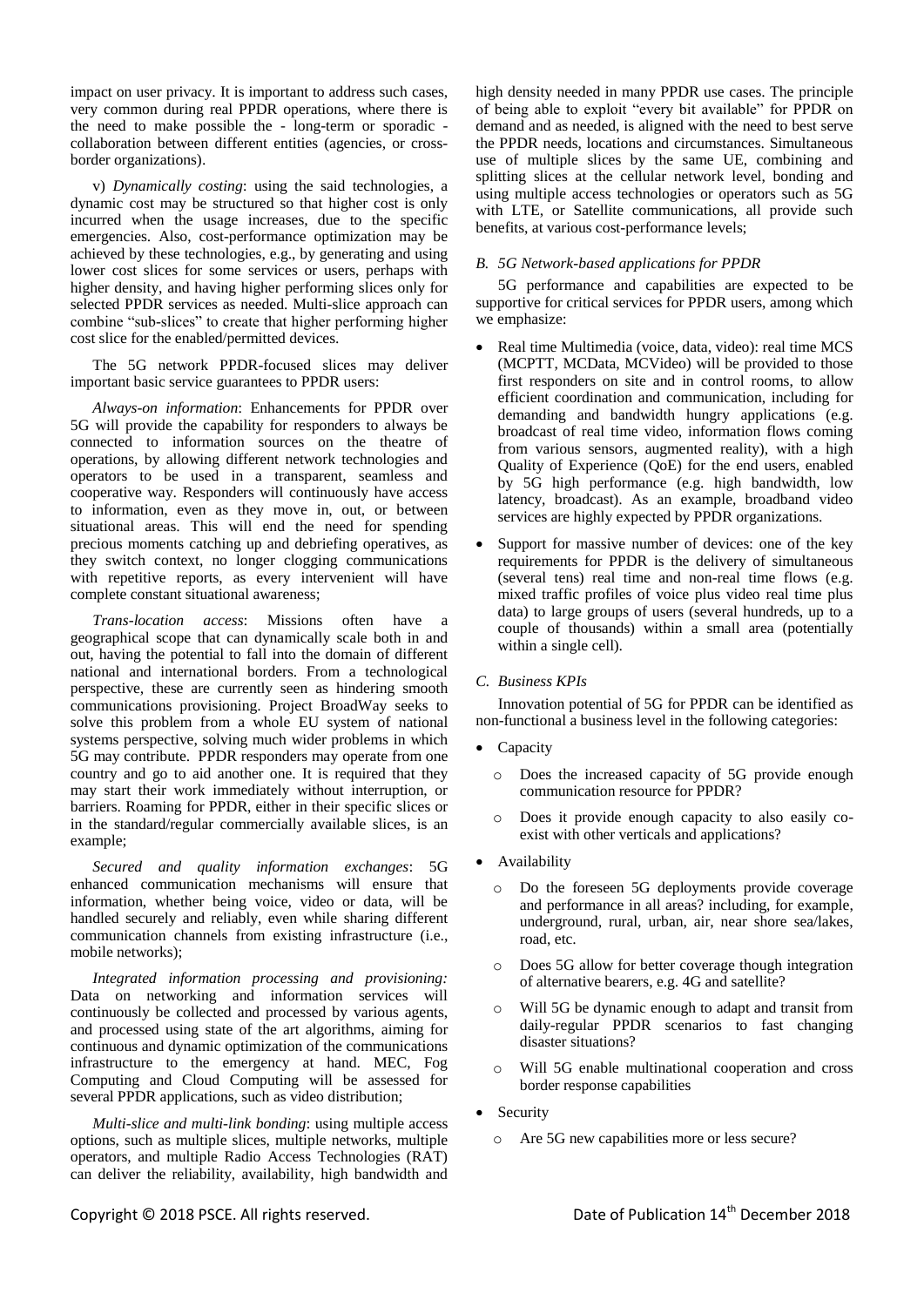impact on user privacy. It is important to address such cases, very common during real PPDR operations, where there is the need to make possible the - long-term or sporadic - collaboration between different entities (agencies, or cross-border organizations).

v) *Dynamically costing*: using the said technologies, a dynamic cost may be structured so that higher cost is only incurred when the usage increases, due to the specific emergencies. Also, cost-performance optimization may be achieved by these technologies, e.g., by generating and using lower cost slices for some services or users, perhaps with higher density, and having higher performing slices only for selected PPDR services as needed. Multi-slice approach can combine "sub-slices" to create that higher performing higher cost slice for the enabled/permitted devices.

The 5G network PPDR-focused slices may deliver important basic service guarantees to PPDR users:

*Always-on information*: Enhancements for PPDR over 5G will provide the capability for responders to always be connected to information sources on the theatre of operations, by allowing different network technologies and operators to be used in a transparent, seamless and cooperative way. Responders will continuously have access to information, even as they move in, out, or between situational areas. This will end the need for spending precious moments catching up and debriefing operatives, as they switch context, no longer clogging communications with repetitive reports, as every intervenient will have complete constant situational awareness;

*Trans-location access*: Missions often have a geographical scope that can dynamically scale both in and out, having the potential to fall into the domain of different national and international borders. From a technological perspective, these are currently seen as hindering smooth communications provisioning. Project BroadWay seeks to solve this problem from a whole EU system of national systems perspective, solving much wider problems in which 5G may contribute. PPDR responders may operate from one country and go to aid another one. It is required that they may start their work immediately without interruption, or barriers. Roaming for PPDR, either in their specific slices or in the standard/regular commercially available slices, is an example;

*Secured and quality information exchanges*: 5G enhanced communication mechanisms will ensure that information, whether being voice, video or data, will be handled securely and reliably, even while sharing different communication channels from existing infrastructure (i.e., mobile networks);

*Integrated information processing and provisioning:* Data on networking and information services will continuously be collected and processed by various agents, and processed using state of the art algorithms, aiming for continuous and dynamic optimization of the communications infrastructure to the emergency at hand. MEC, Fog Computing and Cloud Computing will be assessed for several PPDR applications, such as video distribution;

*Multi-slice and multi-link bonding*: using multiple access options, such as multiple slices, multiple networks, multiple operators, and multiple Radio Access Technologies (RAT) can deliver the reliability, availability, high bandwidth and high density needed in many PPDR use cases. The principle of being able to exploit "every bit available" for PPDR on demand and as needed, is aligned with the need to best serve the PPDR needs, locations and circumstances. Simultaneous use of multiple slices by the same UE, combining and splitting slices at the cellular network level, bonding and using multiple access technologies or operators such as 5G with LTE, or Satellite communications, all provide such benefits, at various cost-performance levels;

### *B. 5G Network-based applications for PPDR*

5G performance and capabilities are expected to be supportive for critical services for PPDR users, among which we emphasize:

- Real time Multimedia (voice, data, video): real time MCS (MCPTT, MCData, MCVideo) will be provided to those first responders on site and in control rooms, to allow efficient coordination and communication, including for demanding and bandwidth hungry applications (e.g. broadcast of real time video, information flows coming from various sensors, augmented reality), with a high Quality of Experience (QoE) for the end users, enabled by 5G high performance (e.g. high bandwidth, low latency, broadcast). As an example, broadband video services are highly expected by PPDR organizations.
- Support for massive number of devices: one of the key requirements for PPDR is the delivery of simultaneous (several tens) real time and non-real time flows (e.g. mixed traffic profiles of voice plus video real time plus data) to large groups of users (several hundreds, up to a couple of thousands) within a small area (potentially within a single cell).

### *C. Business KPIs*

Innovation potential of 5G for PPDR can be identified as non-functional a business level in the following categories:

- Capacity
  - Does the increased capacity of 5G provide enough communication resource for PPDR?
  - Does it provide enough capacity to also easily co-exist with other verticals and applications?
- Availability
  - Do the foreseen 5G deployments provide coverage and performance in all areas? including, for example, underground, rural, urban, air, near shore sea/lakes, road, etc.
  - Does 5G allow for better coverage though integration of alternative bearers, e.g. 4G and satellite?
  - Will 5G be dynamic enough to adapt and transit from daily-regular PPDR scenarios to fast changing disaster situations?
  - Will 5G enable multinational cooperation and cross border response capabilities
- Security
  - Are 5G new capabilities more or less secure?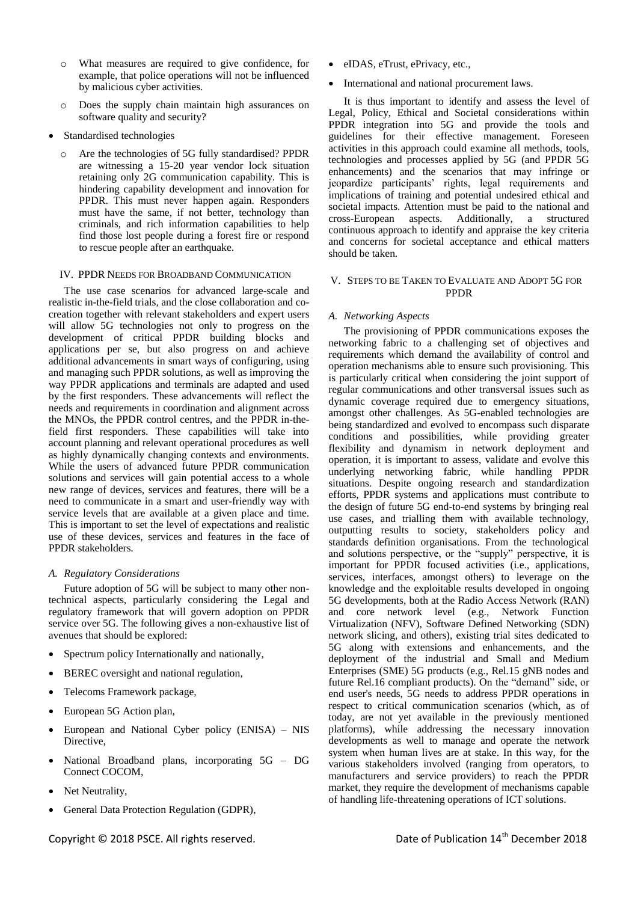- What measures are required to give confidence, for example, that police operations will not be influenced by malicious cyber activities.
- Does the supply chain maintain high assurances on software quality and security?

- Standardised technologies
  - Are the technologies of 5G fully standardised? PPDR are witnessing a 15-20 year vendor lock situation retaining only 2G communication capability. This is hindering capability development and innovation for PPDR. This must never happen again. Responders must have the same, if not better, technology than criminals, and rich information capabilities to help find those lost people during a forest fire or respond to rescue people after an earthquake.

## IV. PPDR Needs for Broadband Communication

The use case scenarios for advanced large-scale and realistic in-the-field trials, and the close collaboration and co-creation together with relevant stakeholders and expert users will allow 5G technologies not only to progress on the development of critical PPDR building blocks and applications per se, but also progress on and achieve additional advancements in smart ways of configuring, using and managing such PPDR solutions, as well as improving the way PPDR applications and terminals are adapted and used by the first responders. These advancements will reflect the needs and requirements in coordination and alignment across the MNOs, the PPDR control centres, and the PPDR in-the-field first responders. These capabilities will take into account planning and relevant operational procedures as well as highly dynamically changing contexts and environments. While the users of advanced future PPDR communication solutions and services will gain potential access to a whole new range of devices, services and features, there will be a need to communicate in a smart and user-friendly way with service levels that are available at a given place and time. This is important to set the level of expectations and realistic use of these devices, services and features in the face of PPDR stakeholders.

### A. Regulatory Considerations

Future adoption of 5G will be subject to many other non-technical aspects, particularly considering the Legal and regulatory framework that will govern adoption on PPDR service over 5G. The following gives a non-exhaustive list of avenues that should be explored:

- Spectrum policy Internationally and nationally,
- BEREC oversight and national regulation,
- Telecoms Framework package,
- European 5G Action plan,
- European and National Cyber policy (ENISA) – NIS Directive,
- National Broadband plans, incorporating 5G – DG Connect COCOM,
- Net Neutrality,
- General Data Protection Regulation (GDPR),
- eIDAS, eTrust, ePrivacy, etc.,
- International and national procurement laws.

It is thus important to identify and assess the level of Legal, Policy, Ethical and Societal considerations within PPDR integration into 5G and provide the tools and guidelines for their effective management. Foreseen activities in this approach could examine all methods, tools, technologies and processes applied by 5G (and PPDR 5G enhancements) and the scenarios that may infringe or jeopardize participants' rights, legal requirements and implications of training and potential undesired ethical and societal impacts. Attention must be paid to the national and cross-European aspects. Additionally, a structured continuous approach to identify and appraise the key criteria and concerns for societal acceptance and ethical matters should be taken.

## V. Steps to be Taken to Evaluate and Adopt 5G for PPDR

### A. Networking Aspects

The provisioning of PPDR communications exposes the networking fabric to a challenging set of objectives and requirements which demand the availability of control and operation mechanisms able to ensure such provisioning. This is particularly critical when considering the joint support of regular communications and other transversal issues such as dynamic coverage required due to emergency situations, amongst other challenges. As 5G-enabled technologies are being standardized and evolved to encompass such disparate conditions and possibilities, while providing greater flexibility and dynamism in network deployment and operation, it is important to assess, validate and evolve this underlying networking fabric, while handling PPDR situations. Despite ongoing research and standardization efforts, PPDR systems and applications must contribute to the design of future 5G end-to-end systems by bringing real use cases, and trialling them with available technology, outputting results to society, stakeholders policy and standards definition organisations. From the technological and solutions perspective, or the "supply" perspective, it is important for PPDR focused activities (i.e., applications, services, interfaces, amongst others) to leverage on the knowledge and the exploitable results developed in ongoing 5G developments, both at the Radio Access Network (RAN) and core network level (e.g., Network Function Virtualization (NFV), Software Defined Networking (SDN) network slicing, and others), existing trial sites dedicated to 5G along with extensions and enhancements, and the deployment of the industrial and Small and Medium Enterprises (SME) 5G products (e.g., Rel.15 gNB nodes and future Rel.16 compliant products). On the "demand" side, or end user's needs, 5G needs to address PPDR operations in respect to critical communication scenarios (which, as of today, are not yet available in the previously mentioned platforms), while addressing the necessary innovation developments as well to manage and operate the network system when human lives are at stake. In this way, for the various stakeholders involved (ranging from operators, to manufacturers and service providers) to reach the PPDR market, they require the development of mechanisms capable of handling life-threatening operations of ICT solutions.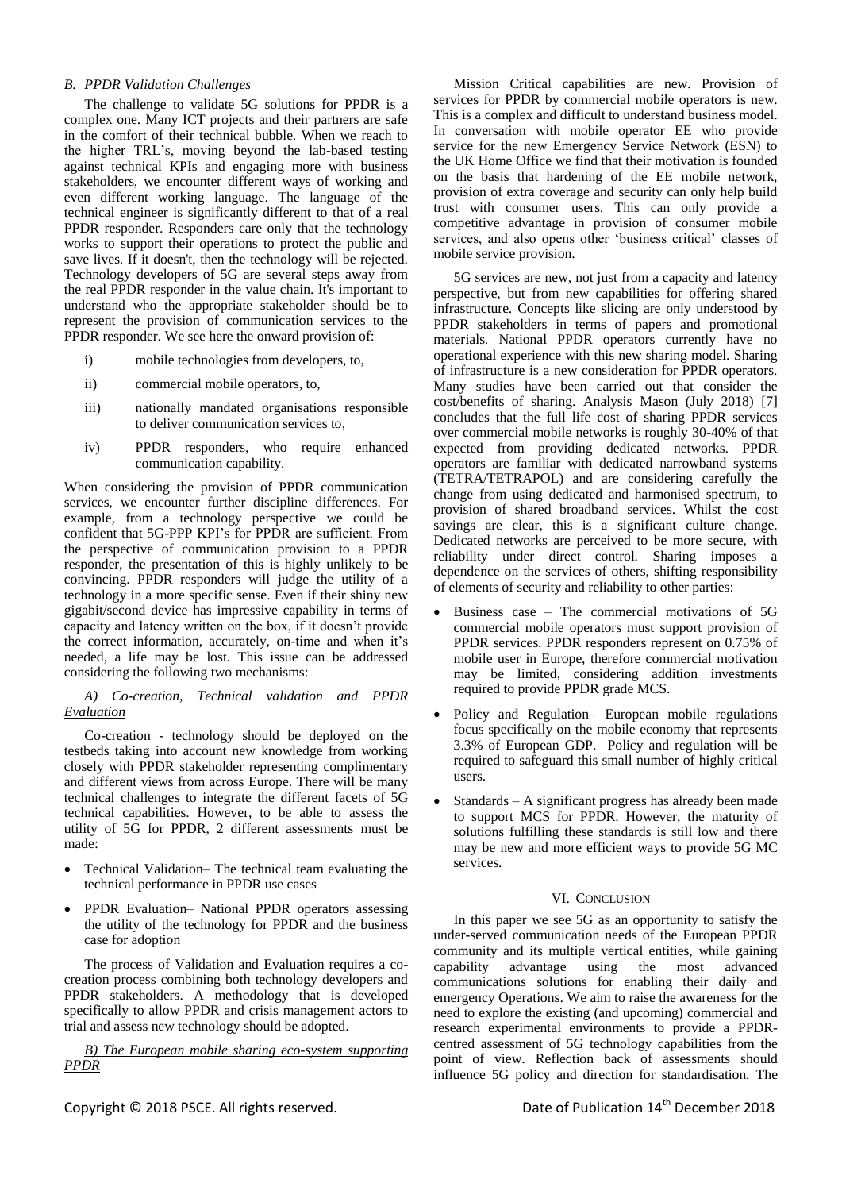### B. PPDR Validation Challenges

The challenge to validate 5G solutions for PPDR is a complex one. Many ICT projects and their partners are safe in the comfort of their technical bubble. When we reach to the higher TRL's, moving beyond the lab-based testing against technical KPIs and engaging more with business stakeholders, we encounter different ways of working and even different working language. The language of the technical engineer is significantly different to that of a real PPDR responder. Responders care only that the technology works to support their operations to protect the public and save lives. If it doesn't, then the technology will be rejected. Technology developers of 5G are several steps away from the real PPDR responder in the value chain. It's important to understand who the appropriate stakeholder should be to represent the provision of communication services to the PPDR responder. We see here the onward provision of:

i) mobile technologies from developers, to,

ii) commercial mobile operators, to,

iii) nationally mandated organisations responsible to deliver communication services to,

iv) PPDR responders, who require enhanced communication capability.

When considering the provision of PPDR communication services, we encounter further discipline differences. For example, from a technology perspective we could be confident that 5G-PPP KPI's for PPDR are sufficient. From the perspective of communication provision to a PPDR responder, the presentation of this is highly unlikely to be convincing. PPDR responders will judge the utility of a technology in a more specific sense. Even if their shiny new gigabit/second device has impressive capability in terms of capacity and latency written on the box, if it doesn't provide the correct information, accurately, on-time and when it's needed, a life may be lost. This issue can be addressed considering the following two mechanisms:

*A) Co-creation, Technical validation and PPDR Evaluation*

Co-creation - technology should be deployed on the testbeds taking into account new knowledge from working closely with PPDR stakeholder representing complimentary and different views from across Europe. There will be many technical challenges to integrate the different facets of 5G technical capabilities. However, to be able to assess the utility of 5G for PPDR, 2 different assessments must be made:

- Technical Validation– The technical team evaluating the technical performance in PPDR use cases
- PPDR Evaluation– National PPDR operators assessing the utility of the technology for PPDR and the business case for adoption

The process of Validation and Evaluation requires a co-creation process combining both technology developers and PPDR stakeholders. A methodology that is developed specifically to allow PPDR and crisis management actors to trial and assess new technology should be adopted.

*B) The European mobile sharing eco-system supporting PPDR*

Mission Critical capabilities are new. Provision of services for PPDR by commercial mobile operators is new. This is a complex and difficult to understand business model. In conversation with mobile operator EE who provide service for the new Emergency Service Network (ESN) to the UK Home Office we find that their motivation is founded on the basis that hardening of the EE mobile network, provision of extra coverage and security can only help build trust with consumer users. This can only provide a competitive advantage in provision of consumer mobile services, and also opens other 'business critical' classes of mobile service provision.

5G services are new, not just from a capacity and latency perspective, but from new capabilities for offering shared infrastructure. Concepts like slicing are only understood by PPDR stakeholders in terms of papers and promotional materials. National PPDR operators currently have no operational experience with this new sharing model. Sharing of infrastructure is a new consideration for PPDR operators. Many studies have been carried out that consider the cost/benefits of sharing. Analysis Mason (July 2018) [7] concludes that the full life cost of sharing PPDR services over commercial mobile networks is roughly 30-40% of that expected from providing dedicated networks. PPDR operators are familiar with dedicated narrowband systems (TETRA/TETRAPOL) and are considering carefully the change from using dedicated and harmonised spectrum, to provision of shared broadband services. Whilst the cost savings are clear, this is a significant culture change. Dedicated networks are perceived to be more secure, with reliability under direct control. Sharing imposes a dependence on the services of others, shifting responsibility of elements of security and reliability to other parties:

- Business case – The commercial motivations of 5G commercial mobile operators must support provision of PPDR services. PPDR responders represent on 0.75% of mobile user in Europe, therefore commercial motivation may be limited, considering addition investments required to provide PPDR grade MCS.
- Policy and Regulation– European mobile regulations focus specifically on the mobile economy that represents 3.3% of European GDP. Policy and regulation will be required to safeguard this small number of highly critical users.
- Standards – A significant progress has already been made to support MCS for PPDR. However, the maturity of solutions fulfilling these standards is still low and there may be new and more efficient ways to provide 5G MC services.

## VI. Conclusion

In this paper we see 5G as an opportunity to satisfy the under-served communication needs of the European PPDR community and its multiple vertical entities, while gaining capability advantage using the most advanced communications solutions for enabling their daily and emergency Operations. We aim to raise the awareness for the need to explore the existing (and upcoming) commercial and research experimental environments to provide a PPDR-centred assessment of 5G technology capabilities from the point of view. Reflection back of assessments should influence 5G policy and direction for standardisation. The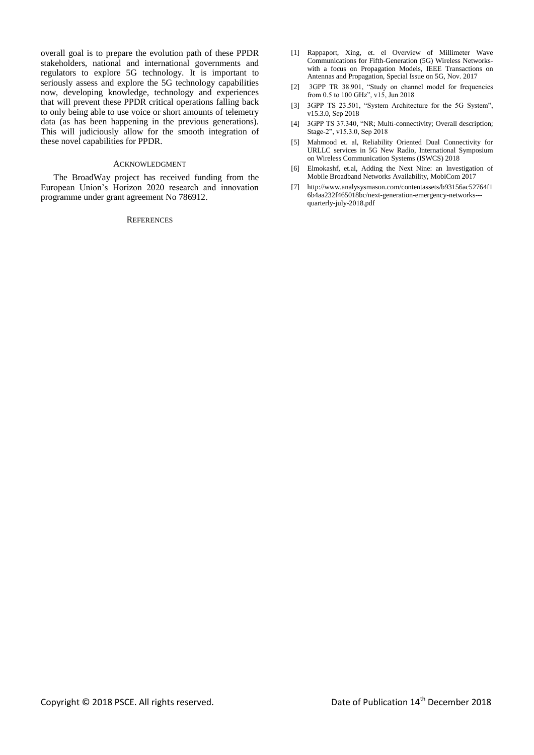overall goal is to prepare the evolution path of these PPDR stakeholders, national and international governments and regulators to explore 5G technology. It is important to seriously assess and explore the 5G technology capabilities now, developing knowledge, technology and experiences that will prevent these PPDR critical operations falling back to only being able to use voice or short amounts of telemetry data (as has been happening in the previous generations). This will judiciously allow for the smooth integration of these novel capabilities for PPDR.

## ACKNOWLEDGMENT

The BroadWay project has received funding from the European Union's Horizon 2020 research and innovation programme under grant agreement No 786912.

## REFERENCES

[1] Rappaport, Xing, et. el Overview of Millimeter Wave Communications for Fifth-Generation (5G) Wireless Networks- with a focus on Propagation Models, IEEE Transactions on Antennas and Propagation, Special Issue on 5G, Nov. 2017

[2] 3GPP TR 38.901, "Study on channel model for frequencies from 0.5 to 100 GHz", v15, Jun 2018

[3] 3GPP TS 23.501, "System Architecture for the 5G System", v15.3.0, Sep 2018

[4] 3GPP TS 37.340, "NR; Multi-connectivity; Overall description; Stage-2", v15.3.0, Sep 2018

[5] Mahmood et. al, Reliability Oriented Dual Connectivity for URLLC services in 5G New Radio, International Symposium on Wireless Communication Systems (ISWCS) 2018

[6] Elmokashf, et.al, Adding the Next Nine: an Investigation of Mobile Broadband Networks Availability, MobiCom 2017

[7] http://www.analysysmason.com/contentassets/b93156ac52764f16b4aa232f465018bc/next-generation-emergency-networks---quarterly-july-2018.pdf

Copyright © 2018 PSCE. All rights reserved. Date of Publication 14th December 2018